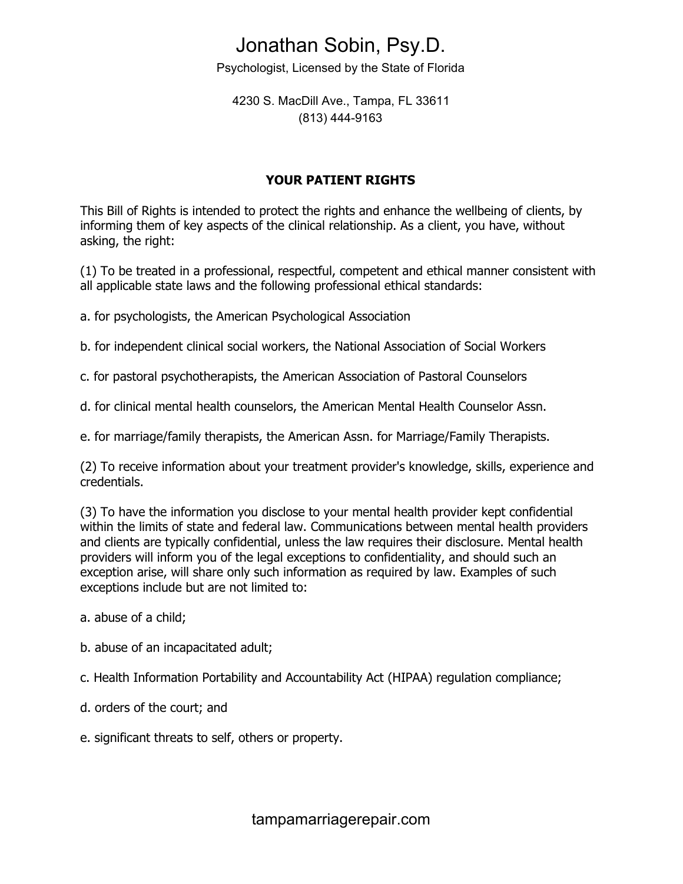# Jonathan Sobin, Psy.D.

Psychologist, Licensed by the State of Florida

4230 S. MacDill Ave., Tampa, FL 33611
(813) 444-9163

## YOUR PATIENT RIGHTS

This Bill of Rights is intended to protect the rights and enhance the wellbeing of clients, by informing them of key aspects of the clinical relationship. As a client, you have, without asking, the right:

(1) To be treated in a professional, respectful, competent and ethical manner consistent with all applicable state laws and the following professional ethical standards:

a. for psychologists, the American Psychological Association

b. for independent clinical social workers, the National Association of Social Workers

c. for pastoral psychotherapists, the American Association of Pastoral Counselors

d. for clinical mental health counselors, the American Mental Health Counselor Assn.

e. for marriage/family therapists, the American Assn. for Marriage/Family Therapists.

(2) To receive information about your treatment provider's knowledge, skills, experience and credentials.

(3) To have the information you disclose to your mental health provider kept confidential within the limits of state and federal law. Communications between mental health providers and clients are typically confidential, unless the law requires their disclosure. Mental health providers will inform you of the legal exceptions to confidentiality, and should such an exception arise, will share only such information as required by law. Examples of such exceptions include but are not limited to:

a. abuse of a child;

b. abuse of an incapacitated adult;

c. Health Information Portability and Accountability Act (HIPAA) regulation compliance;

d. orders of the court; and

e. significant threats to self, others or property.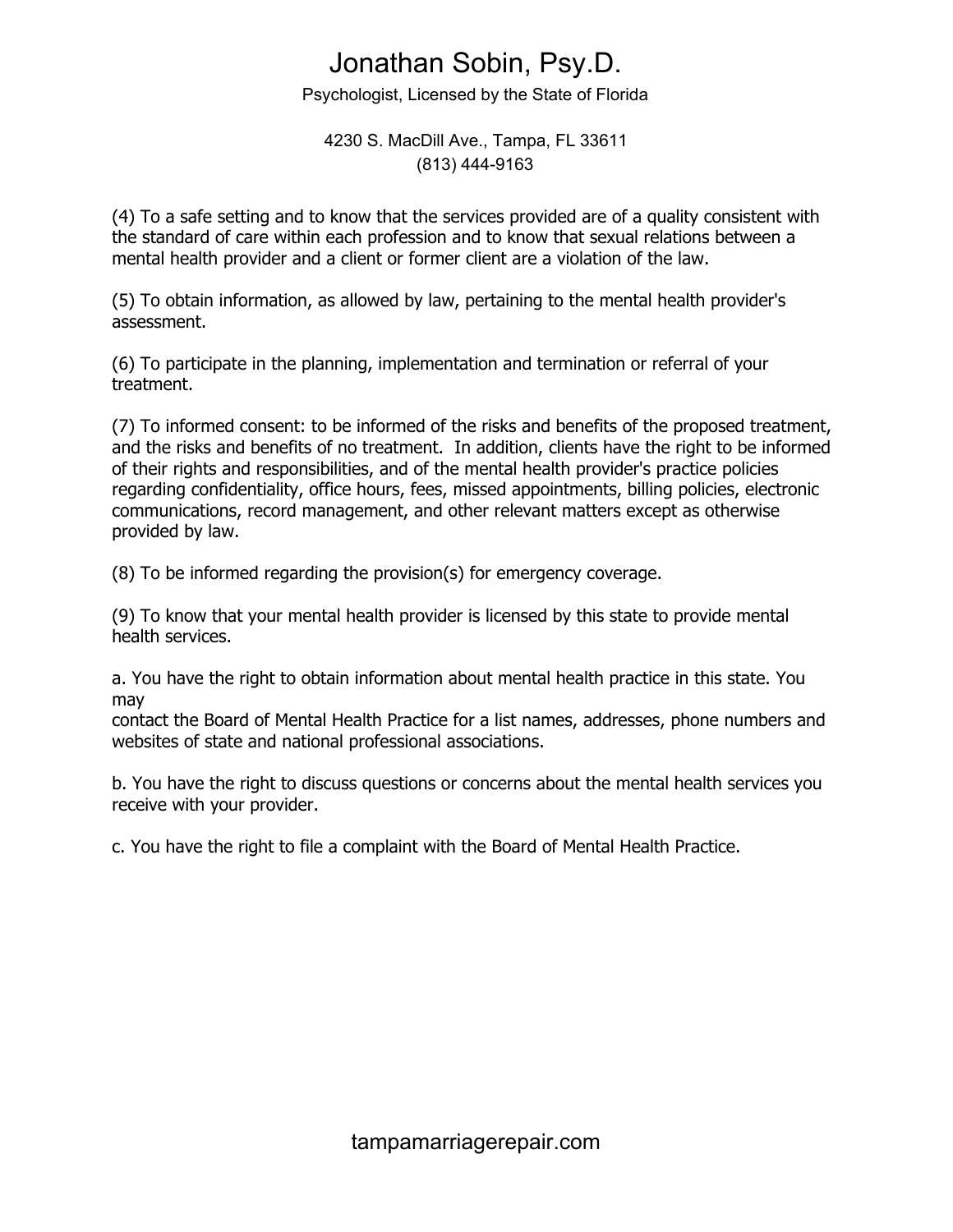(4) To a safe setting and to know that the services provided are of a quality consistent with the standard of care within each profession and to know that sexual relations between a mental health provider and a client or former client are a violation of the law.

(5) To obtain information, as allowed by law, pertaining to the mental health provider's assessment.

(6) To participate in the planning, implementation and termination or referral of your treatment.

(7) To informed consent: to be informed of the risks and benefits of the proposed treatment, and the risks and benefits of no treatment. In addition, clients have the right to be informed of their rights and responsibilities, and of the mental health provider's practice policies regarding confidentiality, office hours, fees, missed appointments, billing policies, electronic communications, record management, and other relevant matters except as otherwise provided by law.

(8) To be informed regarding the provision(s) for emergency coverage.

(9) To know that your mental health provider is licensed by this state to provide mental health services.

a. You have the right to obtain information about mental health practice in this state. You may
contact the Board of Mental Health Practice for a list names, addresses, phone numbers and websites of state and national professional associations.

b. You have the right to discuss questions or concerns about the mental health services you receive with your provider.

c. You have the right to file a complaint with the Board of Mental Health Practice.